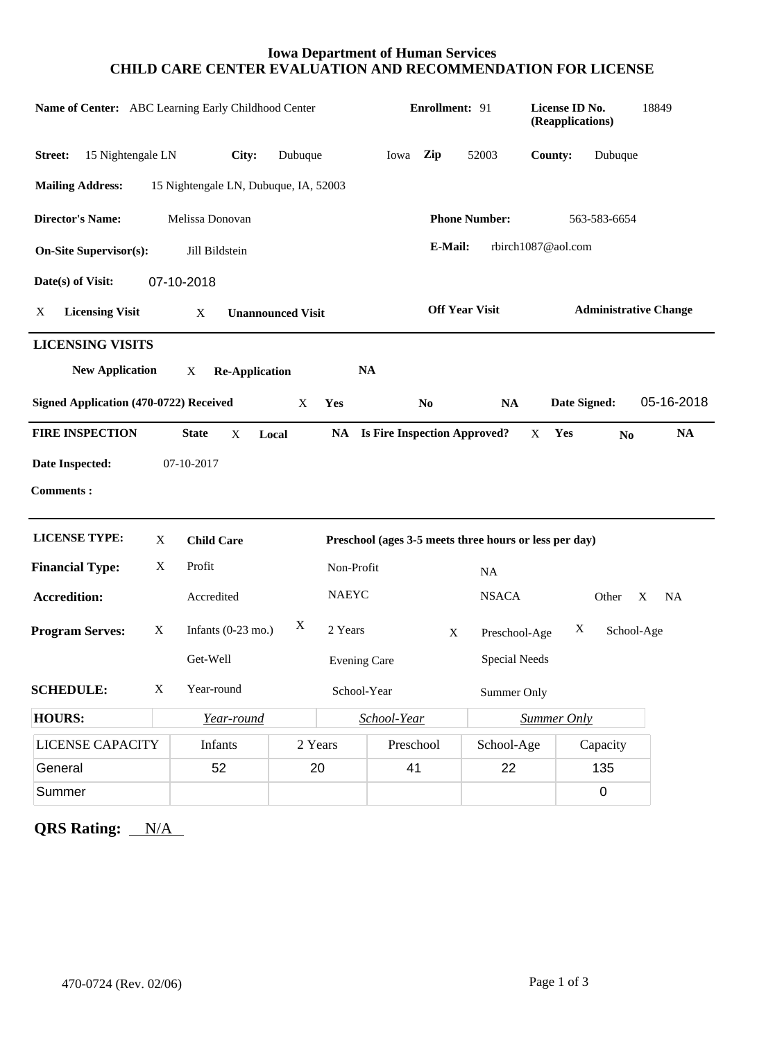**Iowa Department of Human Services**
**CHILD CARE CENTER EVALUATION AND RECOMMENDATION FOR LICENSE**

**Name of Center:** ABC Learning Early Childhood Center **Enrollment:** 91 **License ID No. (Reapplications)** 18849

**Street:** 15 Nightengale LN **City:** Dubuque Iowa **Zip** 52003 **County:** Dubuque

**Mailing Address:** 15 Nightengale LN, Dubuque, IA, 52003

**Director's Name:** Melissa Donovan **Phone Number:** 563-583-6654

**On-Site Supervisor(s):** Jill Bildstein **E-Mail:** rbirch1087@aol.com

**Date(s) of Visit:** 07-10-2018

X **Licensing Visit** X **Unannounced Visit** **Off Year Visit** **Administrative Change**

---

**LICENSING VISITS**

**New Application** X **Re-Application** **NA**

**Signed Application (470-0722) Received** X **Yes** **No** **NA** **Date Signed:** 05-16-2018

---

**FIRE INSPECTION** **State** X **Local** **NA** **Is Fire Inspection Approved?** X **Yes** **No** **NA**

**Date Inspected:** 07-10-2017

**Comments :**

---

**LICENSE TYPE:** X **Child Care** **Preschool (ages 3-5 meets three hours or less per day)**

**Financial Type:** X Profit Non-Profit NA

**Accreditation:** Accredited NAEYC NSACA Other X NA

**Program Serves:** X Infants (0-23 mo.) X 2 Years X Preschool-Age X School-Age

Get-Well Evening Care Special Needs

**SCHEDULE:** X Year-round School-Year Summer Only

| **HOURS:** | *Year-round* | *School-Year* | *Summer Only* |
|---|---|---|---|

| LICENSE CAPACITY | Infants | 2 Years | Preschool | School-Age | Capacity |
|---|---|---|---|---|---|
| General | 52 | 20 | 41 | 22 | 135 |
| Summer | | | | | 0 |

**QRS Rating:** N/A

470-0724 (Rev. 02/06)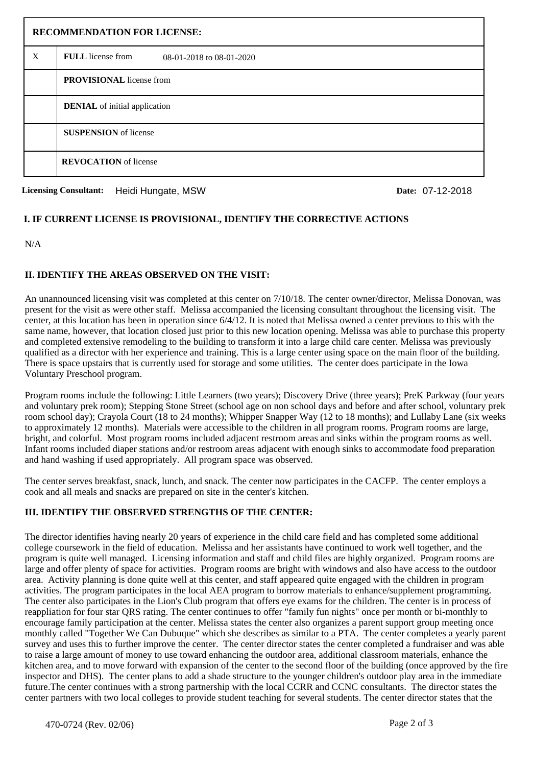| | RECOMMENDATION FOR LICENSE: |
|---|---|
| X | **FULL** license from 08-01-2018 to 08-01-2020 |
| | **PROVISIONAL** license from |
| | **DENIAL** of initial application |
| | **SUSPENSION** of license |
| | **REVOCATION** of license |

**Licensing Consultant:** Heidi Hungate, MSW **Date:** 07-12-2018

## I. IF CURRENT LICENSE IS PROVISIONAL, IDENTIFY THE CORRECTIVE ACTIONS

N/A

## II. IDENTIFY THE AREAS OBSERVED ON THE VISIT:

An unannounced licensing visit was completed at this center on 7/10/18. The center owner/director, Melissa Donovan, was present for the visit as were other staff. Melissa accompanied the licensing consultant throughout the licensing visit. The center, at this location has been in operation since 6/4/12. It is noted that Melissa owned a center previous to this with the same name, however, that location closed just prior to this new location opening. Melissa was able to purchase this property and completed extensive remodeling to the building to transform it into a large child care center. Melissa was previously qualified as a director with her experience and training. This is a large center using space on the main floor of the building. There is space upstairs that is currently used for storage and some utilities. The center does participate in the Iowa Voluntary Preschool program.

Program rooms include the following: Little Learners (two years); Discovery Drive (three years); PreK Parkway (four years and voluntary prek room); Stepping Stone Street (school age on non school days and before and after school, voluntary prek room school day); Crayola Court (18 to 24 months); Whipper Snapper Way (12 to 18 months); and Lullaby Lane (six weeks to approximately 12 months). Materials were accessible to the children in all program rooms. Program rooms are large, bright, and colorful. Most program rooms included adjacent restroom areas and sinks within the program rooms as well. Infant rooms included diaper stations and/or restroom areas adjacent with enough sinks to accommodate food preparation and hand washing if used appropriately. All program space was observed.

The center serves breakfast, snack, lunch, and snack. The center now participates in the CACFP. The center employs a cook and all meals and snacks are prepared on site in the center's kitchen.

## III. IDENTIFY THE OBSERVED STRENGTHS OF THE CENTER:

The director identifies having nearly 20 years of experience in the child care field and has completed some additional college coursework in the field of education. Melissa and her assistants have continued to work well together, and the program is quite well managed. Licensing information and staff and child files are highly organized. Program rooms are large and offer plenty of space for activities. Program rooms are bright with windows and also have access to the outdoor area. Activity planning is done quite well at this center, and staff appeared quite engaged with the children in program activities. The program participates in the local AEA program to borrow materials to enhance/supplement programming. The center also participates in the Lion's Club program that offers eye exams for the children. The center is in process of reappliation for four star QRS rating. The center continues to offer "family fun nights" once per month or bi-monthly to encourage family participation at the center. Melissa states the center also organizes a parent support group meeting once monthly called "Together We Can Dubuque" which she describes as similar to a PTA. The center completes a yearly parent survey and uses this to further improve the center. The center director states the center completed a fundraiser and was able to raise a large amount of money to use toward enhancing the outdoor area, additional classroom materials, enhance the kitchen area, and to move forward with expansion of the center to the second floor of the building (once approved by the fire inspector and DHS). The center plans to add a shade structure to the younger children's outdoor play area in the immediate future.The center continues with a strong partnership with the local CCRR and CCNC consultants. The director states the center partners with two local colleges to provide student teaching for several students. The center director states that the

470-0724 (Rev. 02/06)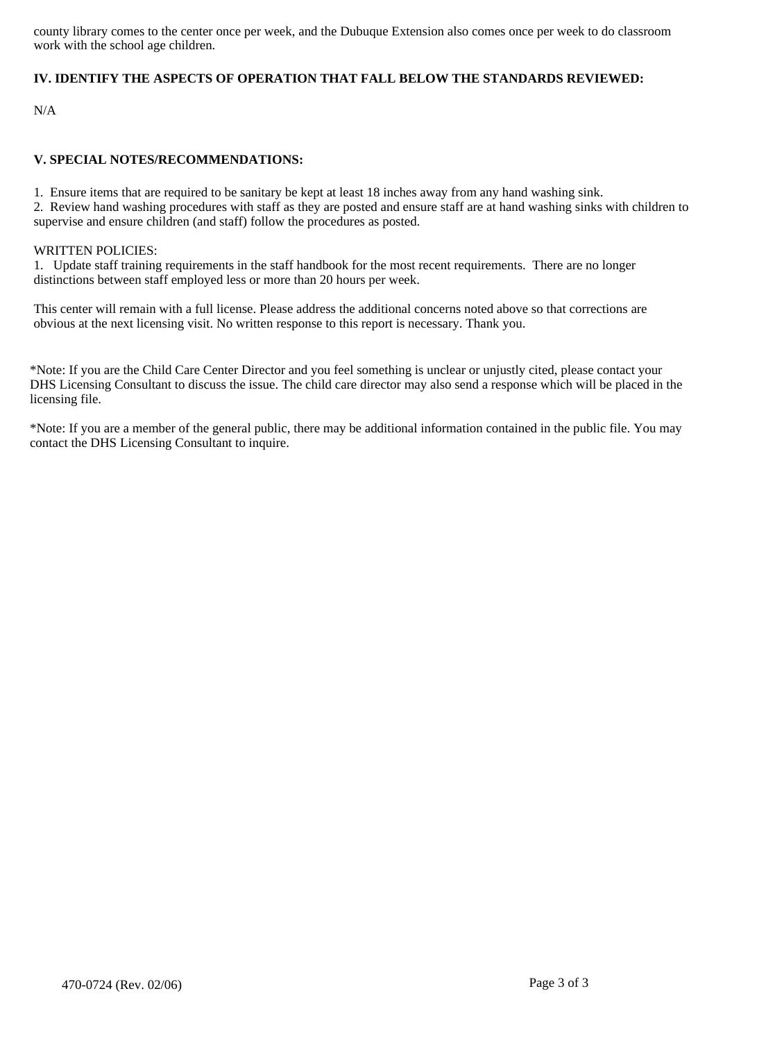county library comes to the center once per week, and the Dubuque Extension also comes once per week to do classroom work with the school age children.

## IV. IDENTIFY THE ASPECTS OF OPERATION THAT FALL BELOW THE STANDARDS REVIEWED:

N/A

## V. SPECIAL NOTES/RECOMMENDATIONS:

1. Ensure items that are required to be sanitary be kept at least 18 inches away from any hand washing sink.
2. Review hand washing procedures with staff as they are posted and ensure staff are at hand washing sinks with children to supervise and ensure children (and staff) follow the procedures as posted.

WRITTEN POLICIES:

1. Update staff training requirements in the staff handbook for the most recent requirements. There are no longer distinctions between staff employed less or more than 20 hours per week.

This center will remain with a full license. Please address the additional concerns noted above so that corrections are obvious at the next licensing visit. No written response to this report is necessary. Thank you.

*Note: If you are the Child Care Center Director and you feel something is unclear or unjustly cited, please contact your DHS Licensing Consultant to discuss the issue. The child care director may also send a response which will be placed in the licensing file.

*Note: If you are a member of the general public, there may be additional information contained in the public file. You may contact the DHS Licensing Consultant to inquire.

470-0724 (Rev. 02/06)